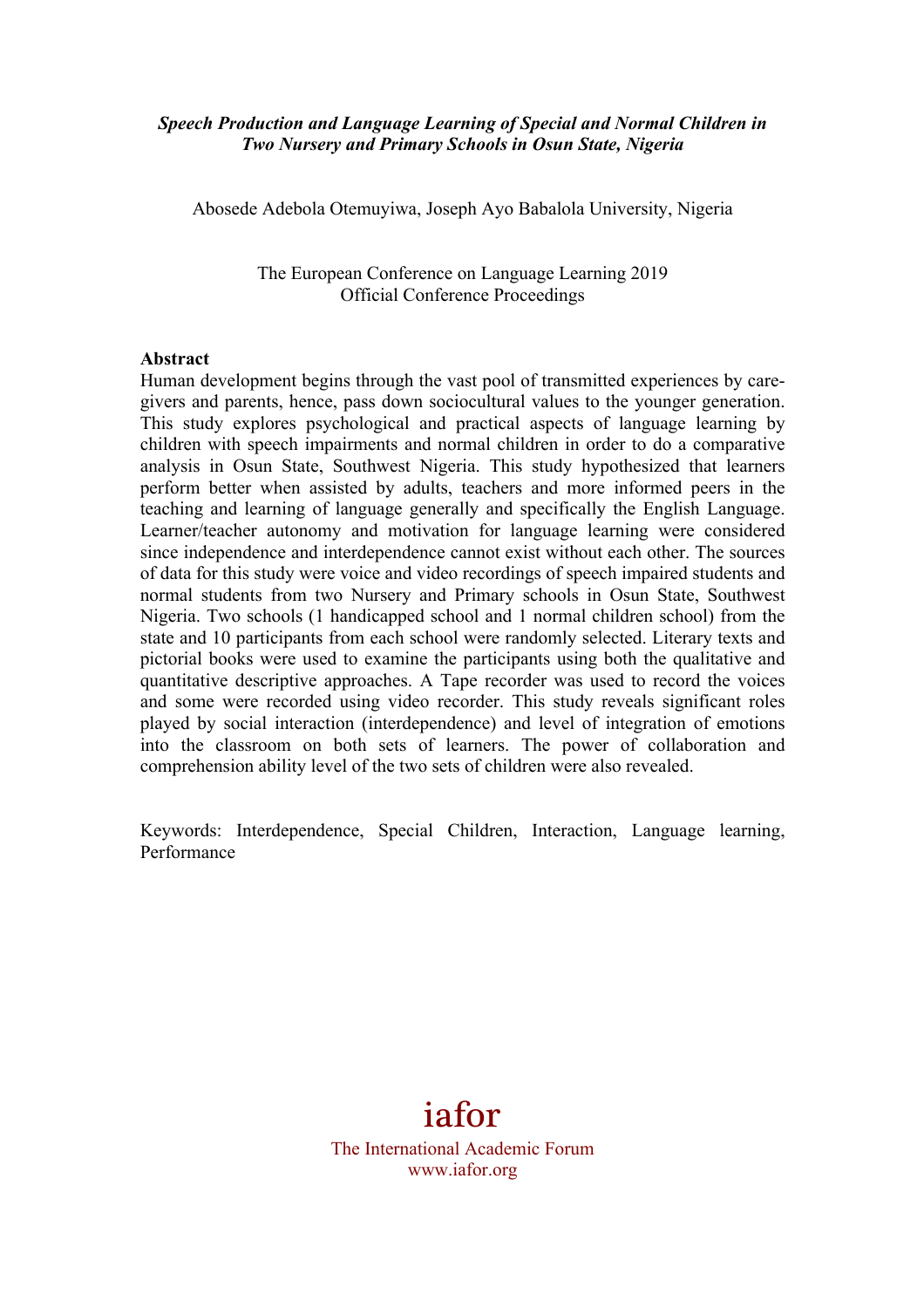***Speech Production and Language Learning of Special and Normal Children in Two Nursery and Primary Schools in Osun State, Nigeria***

Abosede Adebola Otemuyiwa, Joseph Ayo Babalola University, Nigeria

The European Conference on Language Learning 2019
Official Conference Proceedings

**Abstract**

Human development begins through the vast pool of transmitted experiences by care-givers and parents, hence, pass down sociocultural values to the younger generation. This study explores psychological and practical aspects of language learning by children with speech impairments and normal children in order to do a comparative analysis in Osun State, Southwest Nigeria. This study hypothesized that learners perform better when assisted by adults, teachers and more informed peers in the teaching and learning of language generally and specifically the English Language. Learner/teacher autonomy and motivation for language learning were considered since independence and interdependence cannot exist without each other. The sources of data for this study were voice and video recordings of speech impaired students and normal students from two Nursery and Primary schools in Osun State, Southwest Nigeria. Two schools (1 handicapped school and 1 normal children school) from the state and 10 participants from each school were randomly selected. Literary texts and pictorial books were used to examine the participants using both the qualitative and quantitative descriptive approaches. A Tape recorder was used to record the voices and some were recorded using video recorder. This study reveals significant roles played by social interaction (interdependence) and level of integration of emotions into the classroom on both sets of learners. The power of collaboration and comprehension ability level of the two sets of children were also revealed.

Keywords: Interdependence, Special Children, Interaction, Language learning, Performance

iafor
The International Academic Forum
www.iafor.org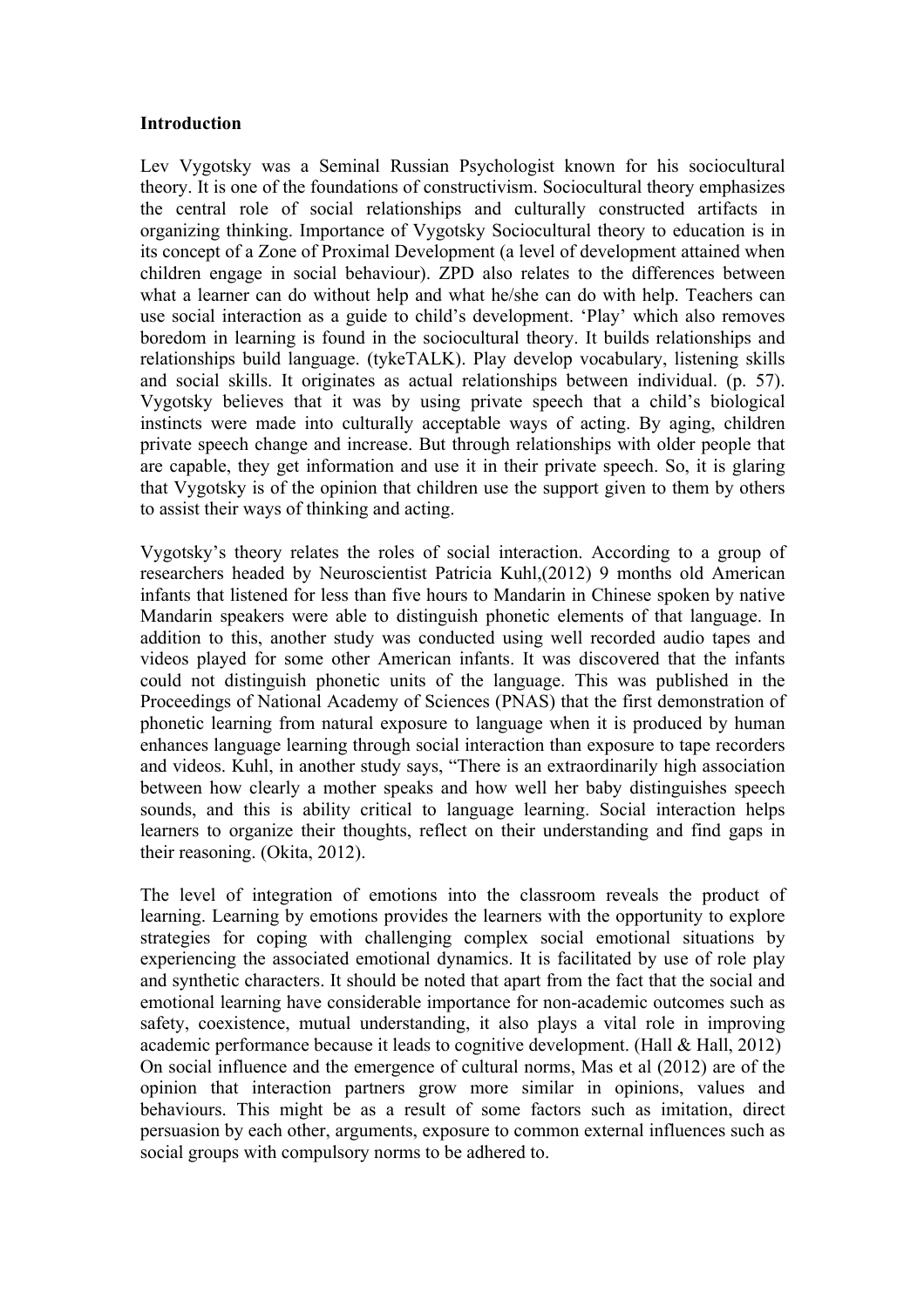**Introduction**

Lev Vygotsky was a Seminal Russian Psychologist known for his sociocultural theory. It is one of the foundations of constructivism. Sociocultural theory emphasizes the central role of social relationships and culturally constructed artifacts in organizing thinking. Importance of Vygotsky Sociocultural theory to education is in its concept of a Zone of Proximal Development (a level of development attained when children engage in social behaviour). ZPD also relates to the differences between what a learner can do without help and what he/she can do with help. Teachers can use social interaction as a guide to child's development. 'Play' which also removes boredom in learning is found in the sociocultural theory. It builds relationships and relationships build language. (tykeTALK). Play develop vocabulary, listening skills and social skills. It originates as actual relationships between individual. (p. 57). Vygotsky believes that it was by using private speech that a child's biological instincts were made into culturally acceptable ways of acting. By aging, children private speech change and increase. But through relationships with older people that are capable, they get information and use it in their private speech. So, it is glaring that Vygotsky is of the opinion that children use the support given to them by others to assist their ways of thinking and acting.

Vygotsky's theory relates the roles of social interaction. According to a group of researchers headed by Neuroscientist Patricia Kuhl,(2012) 9 months old American infants that listened for less than five hours to Mandarin in Chinese spoken by native Mandarin speakers were able to distinguish phonetic elements of that language. In addition to this, another study was conducted using well recorded audio tapes and videos played for some other American infants. It was discovered that the infants could not distinguish phonetic units of the language. This was published in the Proceedings of National Academy of Sciences (PNAS) that the first demonstration of phonetic learning from natural exposure to language when it is produced by human enhances language learning through social interaction than exposure to tape recorders and videos. Kuhl, in another study says, "There is an extraordinarily high association between how clearly a mother speaks and how well her baby distinguishes speech sounds, and this is ability critical to language learning. Social interaction helps learners to organize their thoughts, reflect on their understanding and find gaps in their reasoning. (Okita, 2012).

The level of integration of emotions into the classroom reveals the product of learning. Learning by emotions provides the learners with the opportunity to explore strategies for coping with challenging complex social emotional situations by experiencing the associated emotional dynamics. It is facilitated by use of role play and synthetic characters. It should be noted that apart from the fact that the social and emotional learning have considerable importance for non-academic outcomes such as safety, coexistence, mutual understanding, it also plays a vital role in improving academic performance because it leads to cognitive development. (Hall & Hall, 2012) On social influence and the emergence of cultural norms, Mas et al (2012) are of the opinion that interaction partners grow more similar in opinions, values and behaviours. This might be as a result of some factors such as imitation, direct persuasion by each other, arguments, exposure to common external influences such as social groups with compulsory norms to be adhered to.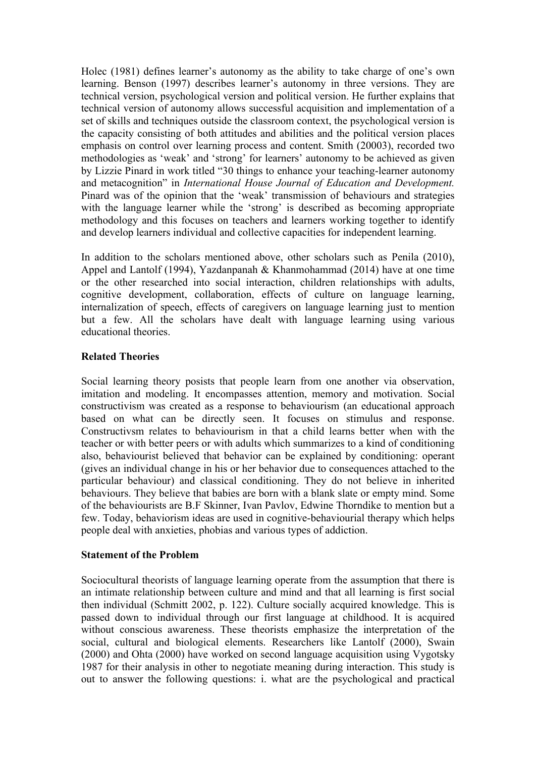Holec (1981) defines learner's autonomy as the ability to take charge of one's own learning. Benson (1997) describes learner's autonomy in three versions. They are technical version, psychological version and political version. He further explains that technical version of autonomy allows successful acquisition and implementation of a set of skills and techniques outside the classroom context, the psychological version is the capacity consisting of both attitudes and abilities and the political version places emphasis on control over learning process and content. Smith (20003), recorded two methodologies as 'weak' and 'strong' for learners' autonomy to be achieved as given by Lizzie Pinard in work titled "30 things to enhance your teaching-learner autonomy and metacognition" in *International House Journal of Education and Development.* Pinard was of the opinion that the 'weak' transmission of behaviours and strategies with the language learner while the 'strong' is described as becoming appropriate methodology and this focuses on teachers and learners working together to identify and develop learners individual and collective capacities for independent learning.

In addition to the scholars mentioned above, other scholars such as Penila (2010), Appel and Lantolf (1994), Yazdanpanah & Khanmohammad (2014) have at one time or the other researched into social interaction, children relationships with adults, cognitive development, collaboration, effects of culture on language learning, internalization of speech, effects of caregivers on language learning just to mention but a few. All the scholars have dealt with language learning using various educational theories.

**Related Theories**

Social learning theory posists that people learn from one another via observation, imitation and modeling. It encompasses attention, memory and motivation. Social constructivism was created as a response to behaviourism (an educational approach based on what can be directly seen. It focuses on stimulus and response. Constructivsm relates to behaviourism in that a child learns better when with the teacher or with better peers or with adults which summarizes to a kind of conditioning also, behaviourist believed that behavior can be explained by conditioning: operant (gives an individual change in his or her behavior due to consequences attached to the particular behaviour) and classical conditioning. They do not believe in inherited behaviours. They believe that babies are born with a blank slate or empty mind. Some of the behaviourists are B.F Skinner, Ivan Pavlov, Edwine Thorndike to mention but a few. Today, behaviorism ideas are used in cognitive-behaviourial therapy which helps people deal with anxieties, phobias and various types of addiction.

**Statement of the Problem**

Sociocultural theorists of language learning operate from the assumption that there is an intimate relationship between culture and mind and that all learning is first social then individual (Schmitt 2002, p. 122). Culture socially acquired knowledge. This is passed down to individual through our first language at childhood. It is acquired without conscious awareness. These theorists emphasize the interpretation of the social, cultural and biological elements. Researchers like Lantolf (2000), Swain (2000) and Ohta (2000) have worked on second language acquisition using Vygotsky 1987 for their analysis in other to negotiate meaning during interaction. This study is out to answer the following questions: i. what are the psychological and practical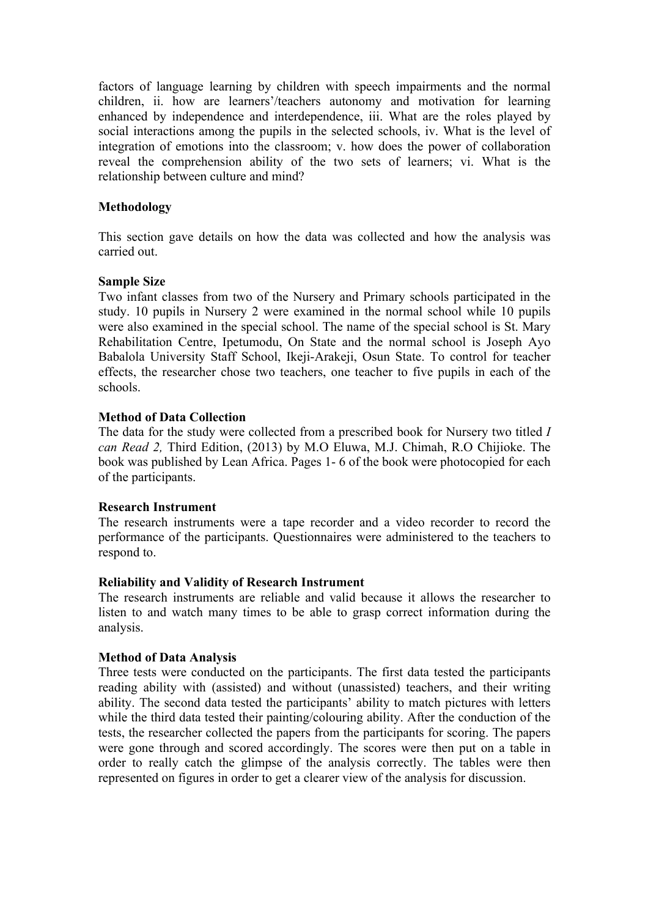factors of language learning by children with speech impairments and the normal children, ii. how are learners'/teachers autonomy and motivation for learning enhanced by independence and interdependence, iii. What are the roles played by social interactions among the pupils in the selected schools, iv. What is the level of integration of emotions into the classroom; v. how does the power of collaboration reveal the comprehension ability of the two sets of learners; vi. What is the relationship between culture and mind?

## Methodology

This section gave details on how the data was collected and how the analysis was carried out.

### Sample Size

Two infant classes from two of the Nursery and Primary schools participated in the study. 10 pupils in Nursery 2 were examined in the normal school while 10 pupils were also examined in the special school. The name of the special school is St. Mary Rehabilitation Centre, Ipetumodu, On State and the normal school is Joseph Ayo Babalola University Staff School, Ikeji-Arakeji, Osun State. To control for teacher effects, the researcher chose two teachers, one teacher to five pupils in each of the schools.

### Method of Data Collection

The data for the study were collected from a prescribed book for Nursery two titled *I can Read 2,* Third Edition, (2013) by M.O Eluwa, M.J. Chimah, R.O Chijioke. The book was published by Lean Africa. Pages 1- 6 of the book were photocopied for each of the participants.

### Research Instrument

The research instruments were a tape recorder and a video recorder to record the performance of the participants. Questionnaires were administered to the teachers to respond to.

### Reliability and Validity of Research Instrument

The research instruments are reliable and valid because it allows the researcher to listen to and watch many times to be able to grasp correct information during the analysis.

### Method of Data Analysis

Three tests were conducted on the participants. The first data tested the participants reading ability with (assisted) and without (unassisted) teachers, and their writing ability. The second data tested the participants' ability to match pictures with letters while the third data tested their painting/colouring ability. After the conduction of the tests, the researcher collected the papers from the participants for scoring. The papers were gone through and scored accordingly. The scores were then put on a table in order to really catch the glimpse of the analysis correctly. The tables were then represented on figures in order to get a clearer view of the analysis for discussion.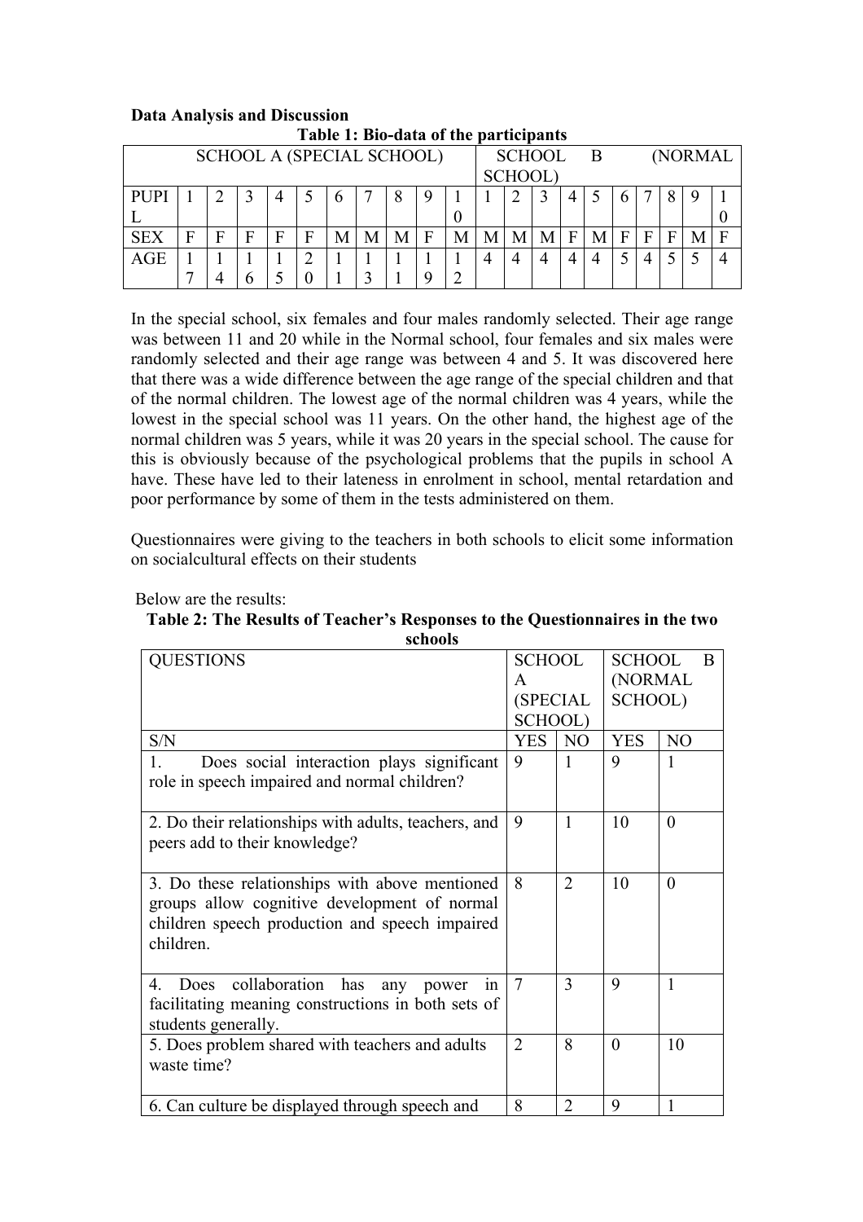**Data Analysis and Discussion**

**Table 1: Bio-data of the participants**

| SCHOOL A (SPECIAL SCHOOL) | | | | | | | | | | | SCHOOL B (NORMAL SCHOOL) | | | | | | | | | |
|---|---|---|---|---|---|---|---|---|---|---|---|---|---|---|---|---|---|---|---|---|
| PUPIL | 1 | 2 | 3 | 4 | 5 | 6 | 7 | 8 | 9 | 10 | 1 | 2 | 3 | 4 | 5 | 6 | 7 | 8 | 9 | 10 |
| SEX | F | F | F | F | F | M | M | M | F | M | M | M | M | F | M | F | F | F | M | F |
| AGE | 17 | 14 | 16 | 15 | 20 | 11 | 13 | 11 | 19 | 12 | 4 | 4 | 4 | 4 | 4 | 5 | 4 | 5 | 5 | 4 |

In the special school, six females and four males randomly selected. Their age range was between 11 and 20 while in the Normal school, four females and six males were randomly selected and their age range was between 4 and 5. It was discovered here that there was a wide difference between the age range of the special children and that of the normal children. The lowest age of the normal children was 4 years, while the lowest in the special school was 11 years. On the other hand, the highest age of the normal children was 5 years, while it was 20 years in the special school. The cause for this is obviously because of the psychological problems that the pupils in school A have. These have led to their lateness in enrolment in school, mental retardation and poor performance by some of them in the tests administered on them.

Questionnaires were giving to the teachers in both schools to elicit some information on socialcultural effects on their students

Below are the results:

**Table 2: The Results of Teacher's Responses to the Questionnaires in the two schools**

| QUESTIONS | SCHOOL A (SPECIAL SCHOOL) | | SCHOOL B (NORMAL SCHOOL) | |
|---|---|---|---|---|
| S/N | YES | NO | YES | NO |
| 1. Does social interaction plays significant role in speech impaired and normal children? | 9 | 1 | 9 | 1 |
| 2. Do their relationships with adults, teachers, and peers add to their knowledge? | 9 | 1 | 10 | 0 |
| 3. Do these relationships with above mentioned groups allow cognitive development of normal children speech production and speech impaired children. | 8 | 2 | 10 | 0 |
| 4. Does collaboration has any power in facilitating meaning constructions in both sets of students generally. | 7 | 3 | 9 | 1 |
| 5. Does problem shared with teachers and adults waste time? | 2 | 8 | 0 | 10 |
| 6. Can culture be displayed through speech and | 8 | 2 | 9 | 1 |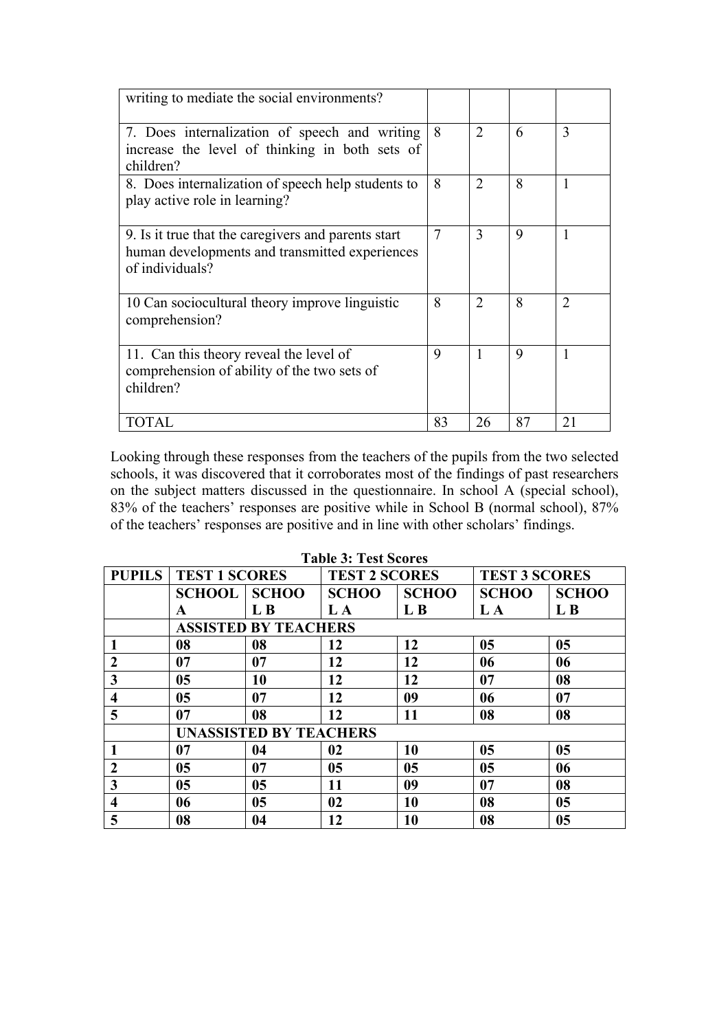| | | | | |
|---|---|---|---|---|
| writing to mediate the social environments? | | | | |
| 7. Does internalization of speech and writing increase the level of thinking in both sets of children? | 8 | 2 | 6 | 3 |
| 8. Does internalization of speech help students to play active role in learning? | 8 | 2 | 8 | 1 |
| 9. Is it true that the caregivers and parents start human developments and transmitted experiences of individuals? | 7 | 3 | 9 | 1 |
| 10 Can sociocultural theory improve linguistic comprehension? | 8 | 2 | 8 | 2 |
| 11. Can this theory reveal the level of comprehension of ability of the two sets of children? | 9 | 1 | 9 | 1 |
| TOTAL | 83 | 26 | 87 | 21 |

Looking through these responses from the teachers of the pupils from the two selected schools, it was discovered that it corroborates most of the findings of past researchers on the subject matters discussed in the questionnaire. In school A (special school), 83% of the teachers' responses are positive while in School B (normal school), 87% of the teachers' responses are positive and in line with other scholars' findings.

**Table 3: Test Scores**

| PUPILS | TEST 1 SCORES | | TEST 2 SCORES | | TEST 3 SCORES | |
|---|---|---|---|---|---|---|
| | SCHOOL A | SCHOOL B | SCHOOL A | SCHOOL B | SCHOOL A | SCHOOL B |
| | ASSISTED BY TEACHERS | | | | | |
| 1 | 08 | 08 | 12 | 12 | 05 | 05 |
| 2 | 07 | 07 | 12 | 12 | 06 | 06 |
| 3 | 05 | 10 | 12 | 12 | 07 | 08 |
| 4 | 05 | 07 | 12 | 09 | 06 | 07 |
| 5 | 07 | 08 | 12 | 11 | 08 | 08 |
| | UNASSISTED BY TEACHERS | | | | | |
| 1 | 07 | 04 | 02 | 10 | 05 | 05 |
| 2 | 05 | 07 | 05 | 05 | 05 | 06 |
| 3 | 05 | 05 | 11 | 09 | 07 | 08 |
| 4 | 06 | 05 | 02 | 10 | 08 | 05 |
| 5 | 08 | 04 | 12 | 10 | 08 | 05 |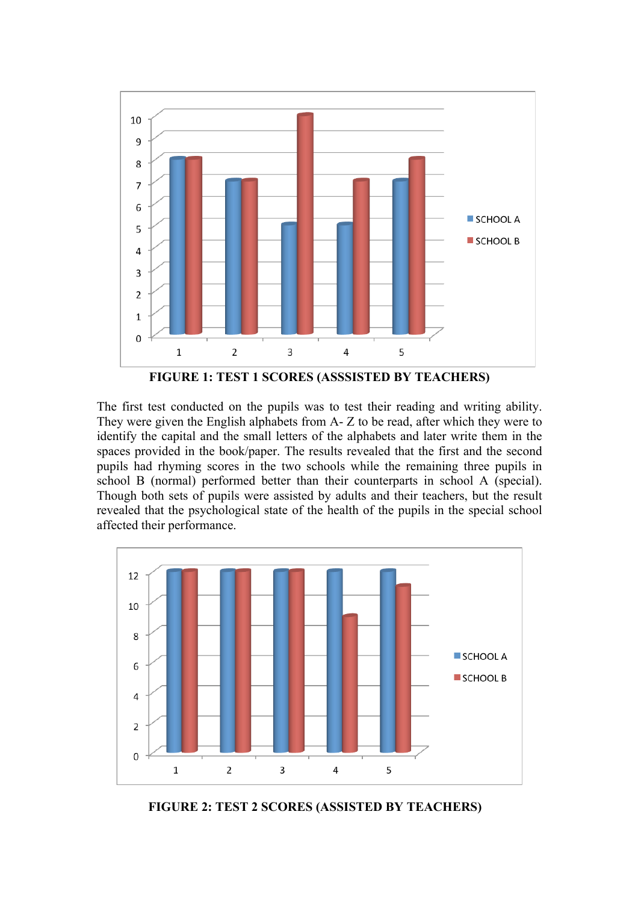FIGURE 1: TEST 1 SCORES (ASSSISTED BY TEACHERS)

The first test conducted on the pupils was to test their reading and writing ability. They were given the English alphabets from A- Z to be read, after which they were to identify the capital and the small letters of the alphabets and later write them in the spaces provided in the book/paper. The results revealed that the first and the second pupils had rhyming scores in the two schools while the remaining three pupils in school B (normal) performed better than their counterparts in school A (special). Though both sets of pupils were assisted by adults and their teachers, but the result revealed that the psychological state of the health of the pupils in the special school affected their performance.

FIGURE 2: TEST 2 SCORES (ASSISTED BY TEACHERS)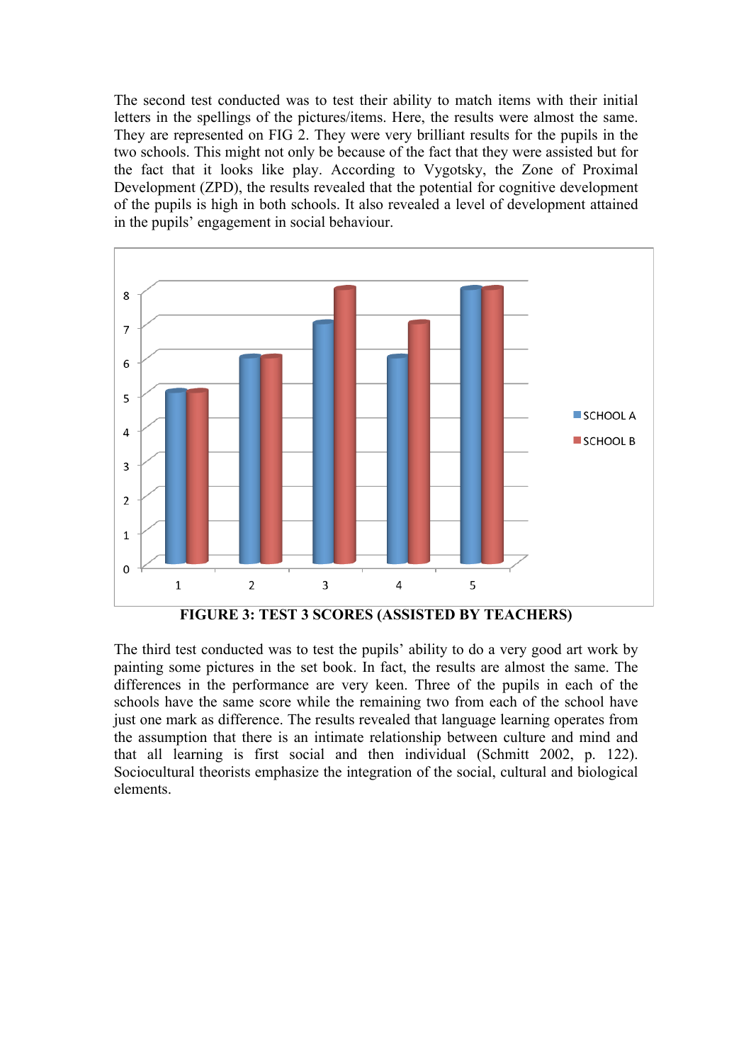The second test conducted was to test their ability to match items with their initial letters in the spellings of the pictures/items. Here, the results were almost the same. They are represented on FIG 2. They were very brilliant results for the pupils in the two schools. This might not only be because of the fact that they were assisted but for the fact that it looks like play. According to Vygotsky, the Zone of Proximal Development (ZPD), the results revealed that the potential for cognitive development of the pupils is high in both schools. It also revealed a level of development attained in the pupils' engagement in social behaviour.

| | SCHOOL A | SCHOOL B |
|---|---|---|
| 1 | 5 | 5 |
| 2 | 6 | 6 |
| 3 | 7 | 8 |
| 4 | 6 | 7 |
| 5 | 8 | 8 |

**FIGURE 3: TEST 3 SCORES (ASSISTED BY TEACHERS)**

The third test conducted was to test the pupils' ability to do a very good art work by painting some pictures in the set book. In fact, the results are almost the same. The differences in the performance are very keen. Three of the pupils in each of the schools have the same score while the remaining two from each of the school have just one mark as difference. The results revealed that language learning operates from the assumption that there is an intimate relationship between culture and mind and that all learning is first social and then individual (Schmitt 2002, p. 122). Sociocultural theorists emphasize the integration of the social, cultural and biological elements.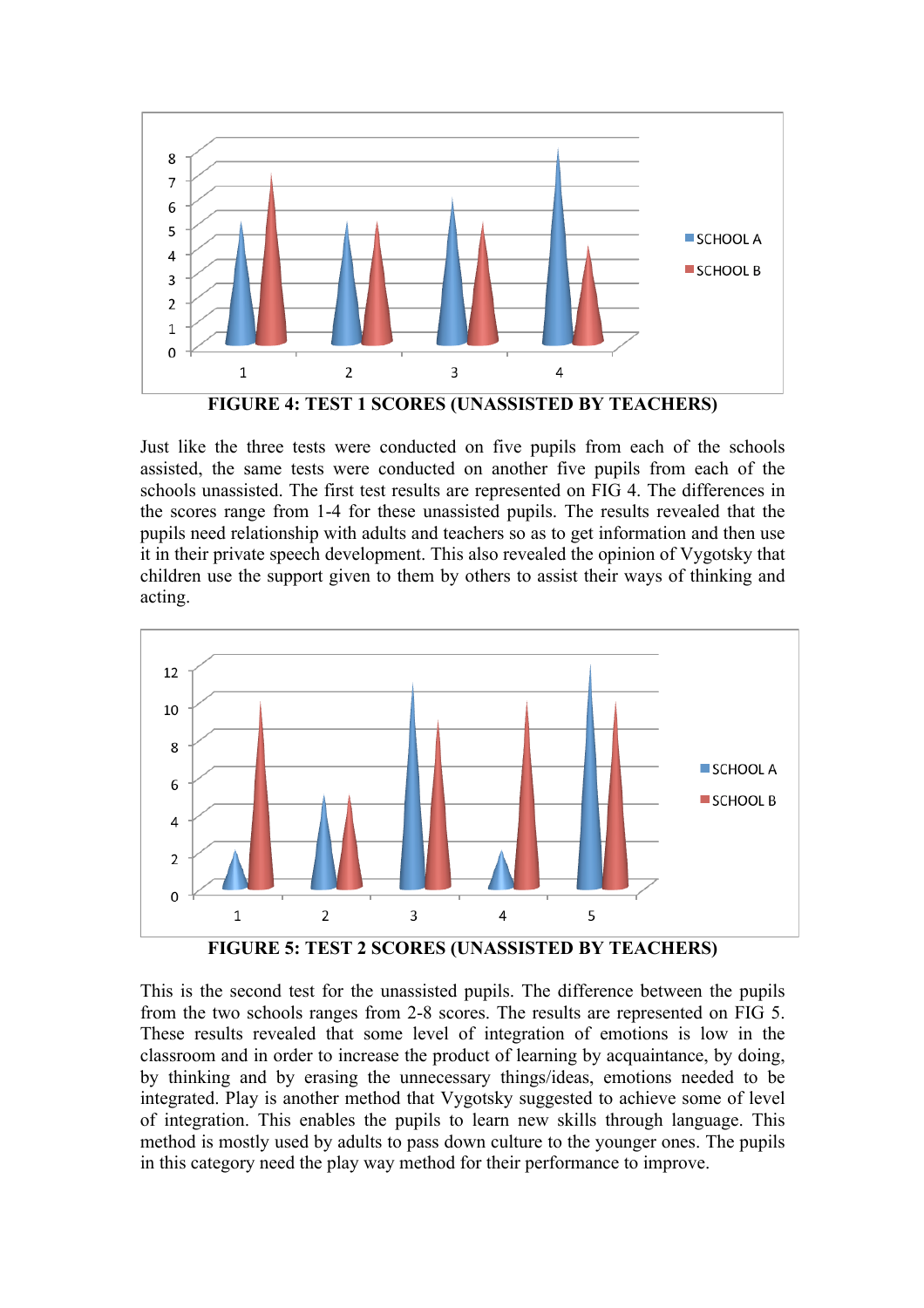FIGURE 4: TEST 1 SCORES (UNASSISTED BY TEACHERS)

Just like the three tests were conducted on five pupils from each of the schools assisted, the same tests were conducted on another five pupils from each of the schools unassisted. The first test results are represented on FIG 4. The differences in the scores range from 1-4 for these unassisted pupils. The results revealed that the pupils need relationship with adults and teachers so as to get information and then use it in their private speech development. This also revealed the opinion of Vygotsky that children use the support given to them by others to assist their ways of thinking and acting.

FIGURE 5: TEST 2 SCORES (UNASSISTED BY TEACHERS)

This is the second test for the unassisted pupils. The difference between the pupils from the two schools ranges from 2-8 scores. The results are represented on FIG 5. These results revealed that some level of integration of emotions is low in the classroom and in order to increase the product of learning by acquaintance, by doing, by thinking and by erasing the unnecessary things/ideas, emotions needed to be integrated. Play is another method that Vygotsky suggested to achieve some of level of integration. This enables the pupils to learn new skills through language. This method is mostly used by adults to pass down culture to the younger ones. The pupils in this category need the play way method for their performance to improve.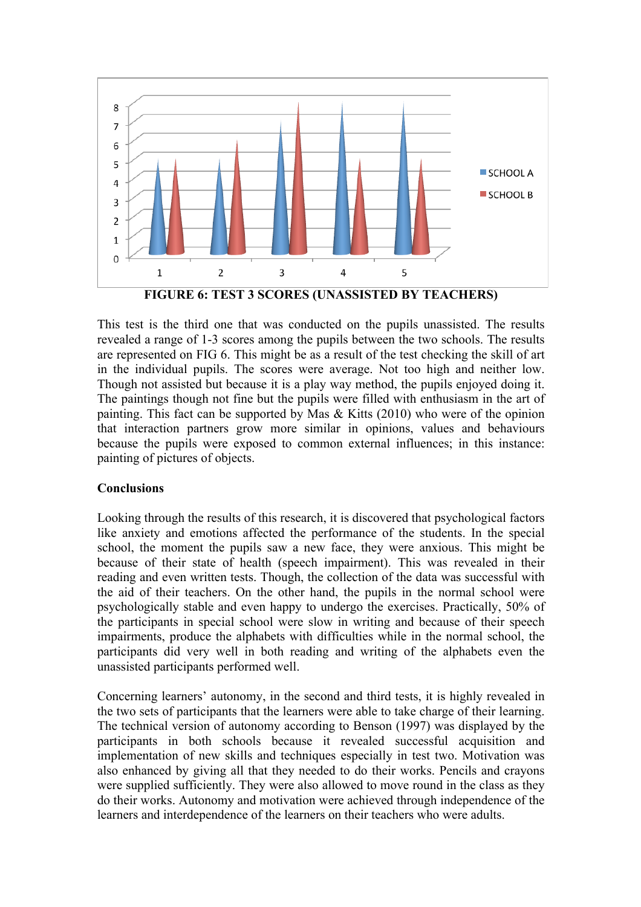FIGURE 6: TEST 3 SCORES (UNASSISTED BY TEACHERS)

This test is the third one that was conducted on the pupils unassisted. The results revealed a range of 1-3 scores among the pupils between the two schools. The results are represented on FIG 6. This might be as a result of the test checking the skill of art in the individual pupils. The scores were average. Not too high and neither low. Though not assisted but because it is a play way method, the pupils enjoyed doing it. The paintings though not fine but the pupils were filled with enthusiasm in the art of painting. This fact can be supported by Mas & Kitts (2010) who were of the opinion that interaction partners grow more similar in opinions, values and behaviours because the pupils were exposed to common external influences; in this instance: painting of pictures of objects.

**Conclusions**

Looking through the results of this research, it is discovered that psychological factors like anxiety and emotions affected the performance of the students. In the special school, the moment the pupils saw a new face, they were anxious. This might be because of their state of health (speech impairment). This was revealed in their reading and even written tests. Though, the collection of the data was successful with the aid of their teachers. On the other hand, the pupils in the normal school were psychologically stable and even happy to undergo the exercises. Practically, 50% of the participants in special school were slow in writing and because of their speech impairments, produce the alphabets with difficulties while in the normal school, the participants did very well in both reading and writing of the alphabets even the unassisted participants performed well.

Concerning learners' autonomy, in the second and third tests, it is highly revealed in the two sets of participants that the learners were able to take charge of their learning. The technical version of autonomy according to Benson (1997) was displayed by the participants in both schools because it revealed successful acquisition and implementation of new skills and techniques especially in test two. Motivation was also enhanced by giving all that they needed to do their works. Pencils and crayons were supplied sufficiently. They were also allowed to move round in the class as they do their works. Autonomy and motivation were achieved through independence of the learners and interdependence of the learners on their teachers who were adults.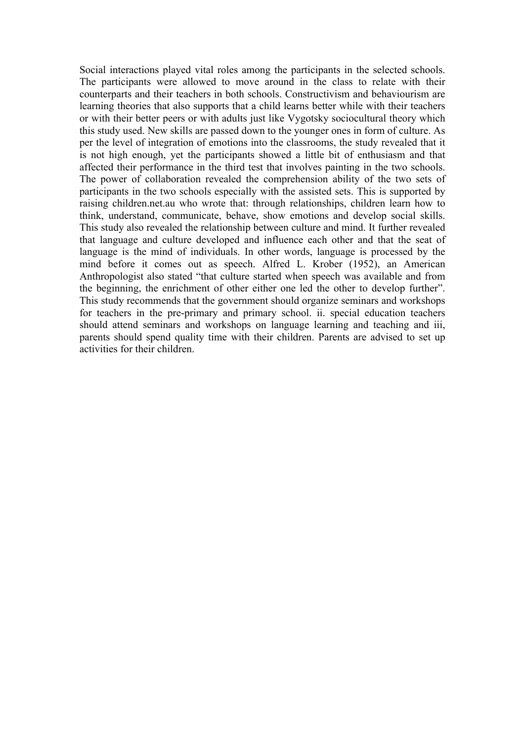Social interactions played vital roles among the participants in the selected schools. The participants were allowed to move around in the class to relate with their counterparts and their teachers in both schools. Constructivism and behaviourism are learning theories that also supports that a child learns better while with their teachers or with their better peers or with adults just like Vygotsky sociocultural theory which this study used. New skills are passed down to the younger ones in form of culture. As per the level of integration of emotions into the classrooms, the study revealed that it is not high enough, yet the participants showed a little bit of enthusiasm and that affected their performance in the third test that involves painting in the two schools. The power of collaboration revealed the comprehension ability of the two sets of participants in the two schools especially with the assisted sets. This is supported by raising children.net.au who wrote that: through relationships, children learn how to think, understand, communicate, behave, show emotions and develop social skills. This study also revealed the relationship between culture and mind. It further revealed that language and culture developed and influence each other and that the seat of language is the mind of individuals. In other words, language is processed by the mind before it comes out as speech. Alfred L. Krober (1952), an American Anthropologist also stated "that culture started when speech was available and from the beginning, the enrichment of other either one led the other to develop further". This study recommends that the government should organize seminars and workshops for teachers in the pre-primary and primary school. ii. special education teachers should attend seminars and workshops on language learning and teaching and iii, parents should spend quality time with their children. Parents are advised to set up activities for their children.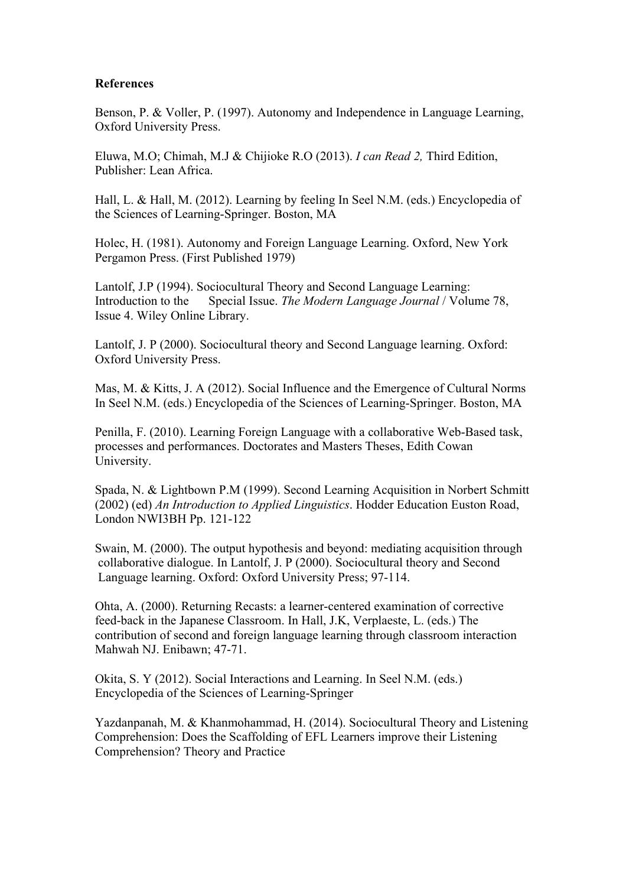**References**

Benson, P. & Voller, P. (1997). Autonomy and Independence in Language Learning, Oxford University Press.

Eluwa, M.O; Chimah, M.J & Chijioke R.O (2013). *I can Read 2,* Third Edition, Publisher: Lean Africa.

Hall, L. & Hall, M. (2012). Learning by feeling In Seel N.M. (eds.) Encyclopedia of the Sciences of Learning-Springer. Boston, MA

Holec, H. (1981). Autonomy and Foreign Language Learning. Oxford, New York Pergamon Press. (First Published 1979)

Lantolf, J.P (1994). Sociocultural Theory and Second Language Learning: Introduction to the Special Issue. *The Modern Language Journal* / Volume 78, Issue 4. Wiley Online Library.

Lantolf, J. P (2000). Sociocultural theory and Second Language learning. Oxford: Oxford University Press.

Mas, M. & Kitts, J. A (2012). Social Influence and the Emergence of Cultural Norms In Seel N.M. (eds.) Encyclopedia of the Sciences of Learning-Springer. Boston, MA

Penilla, F. (2010). Learning Foreign Language with a collaborative Web-Based task, processes and performances. Doctorates and Masters Theses, Edith Cowan University.

Spada, N. & Lightbown P.M (1999). Second Learning Acquisition in Norbert Schmitt (2002) (ed) *An Introduction to Applied Linguistics*. Hodder Education Euston Road, London NWI3BH Pp. 121-122

Swain, M. (2000). The output hypothesis and beyond: mediating acquisition through collaborative dialogue. In Lantolf, J. P (2000). Sociocultural theory and Second Language learning. Oxford: Oxford University Press; 97-114.

Ohta, A. (2000). Returning Recasts: a learner-centered examination of corrective feed-back in the Japanese Classroom. In Hall, J.K, Verplaeste, L. (eds.) The contribution of second and foreign language learning through classroom interaction Mahwah NJ. Enibawn; 47-71.

Okita, S. Y (2012). Social Interactions and Learning. In Seel N.M. (eds.) Encyclopedia of the Sciences of Learning-Springer

Yazdanpanah, M. & Khanmohammad, H. (2014). Sociocultural Theory and Listening Comprehension: Does the Scaffolding of EFL Learners improve their Listening Comprehension? Theory and Practice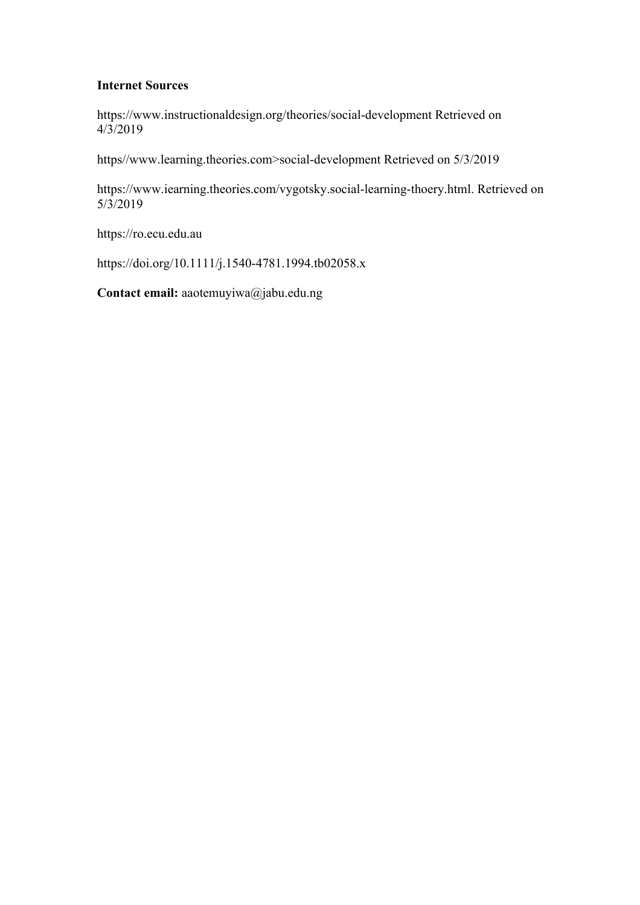**Internet Sources**

https://www.instructionaldesign.org/theories/social-development Retrieved on 4/3/2019

https//www.learning.theories.com>social-development Retrieved on 5/3/2019

https://www.iearning.theories.com/vygotsky.social-learning-thoery.html. Retrieved on 5/3/2019

https://ro.ecu.edu.au

https://doi.org/10.1111/j.1540-4781.1994.tb02058.x

**Contact email:** aaotemuyiwa@jabu.edu.ng